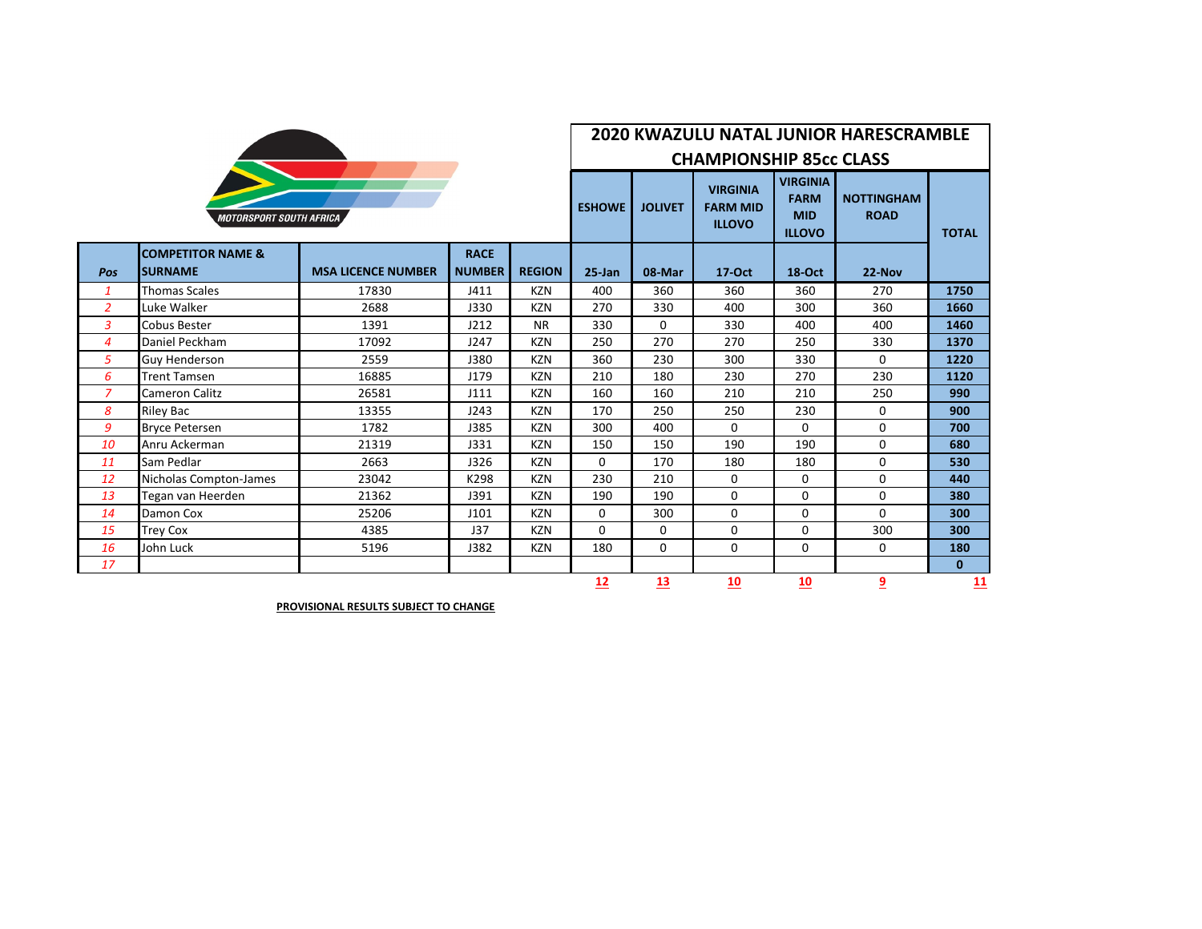# 2020 KWAZULU NATAL JUNIOR HARESCRAMBLE CHAMPIONSHIP 85cc CLASS

MOTORSPORT SOUTH AFRICA

| Pos | COMPETITOR NAME & SURNAME | MSA LICENCE NUMBER | RACE NUMBER | REGION | ESHOWE 25-Jan | JOLIVET 08-Mar | VIRGINIA FARM MID ILLOVO 17-Oct | VIRGINIA FARM MID ILLOVO 18-Oct | NOTTINGHAM ROAD 22-Nov | TOTAL |
|---|---|---|---|---|---|---|---|---|---|---|
| 1 | Thomas Scales | 17830 | J411 | KZN | 400 | 360 | 360 | 360 | 270 | **1750** |
| 2 | Luke Walker | 2688 | J330 | KZN | 270 | 330 | 400 | 300 | 360 | **1660** |
| 3 | Cobus Bester | 1391 | J212 | NR | 330 | 0 | 330 | 400 | 400 | **1460** |
| 4 | Daniel Peckham | 17092 | J247 | KZN | 250 | 270 | 270 | 250 | 330 | **1370** |
| 5 | Guy Henderson | 2559 | J380 | KZN | 360 | 230 | 300 | 330 | 0 | **1220** |
| 6 | Trent Tamsen | 16885 | J179 | KZN | 210 | 180 | 230 | 270 | 230 | **1120** |
| 7 | Cameron Calitz | 26581 | J111 | KZN | 160 | 160 | 210 | 210 | 250 | **990** |
| 8 | Riley Bac | 13355 | J243 | KZN | 170 | 250 | 250 | 230 | 0 | **900** |
| 9 | Bryce Petersen | 1782 | J385 | KZN | 300 | 400 | 0 | 0 | 0 | **700** |
| 10 | Anru Ackerman | 21319 | J331 | KZN | 150 | 150 | 190 | 190 | 0 | **680** |
| 11 | Sam Pedlar | 2663 | J326 | KZN | 0 | 170 | 180 | 180 | 0 | **530** |
| 12 | Nicholas Compton-James | 23042 | K298 | KZN | 230 | 210 | 0 | 0 | 0 | **440** |
| 13 | Tegan van Heerden | 21362 | J391 | KZN | 190 | 190 | 0 | 0 | 0 | **380** |
| 14 | Damon Cox | 25206 | J101 | KZN | 0 | 300 | 0 | 0 | 0 | **300** |
| 15 | Trey Cox | 4385 | J37 | KZN | 0 | 0 | 0 | 0 | 300 | **300** |
| 16 | John Luck | 5196 | J382 | KZN | 180 | 0 | 0 | 0 | 0 | **180** |
| 17 | | | | | | | | | | **0** |
| | | | | | 12 | 13 | 10 | 10 | 9 | 11 |

**PROVISIONAL RESULTS SUBJECT TO CHANGE**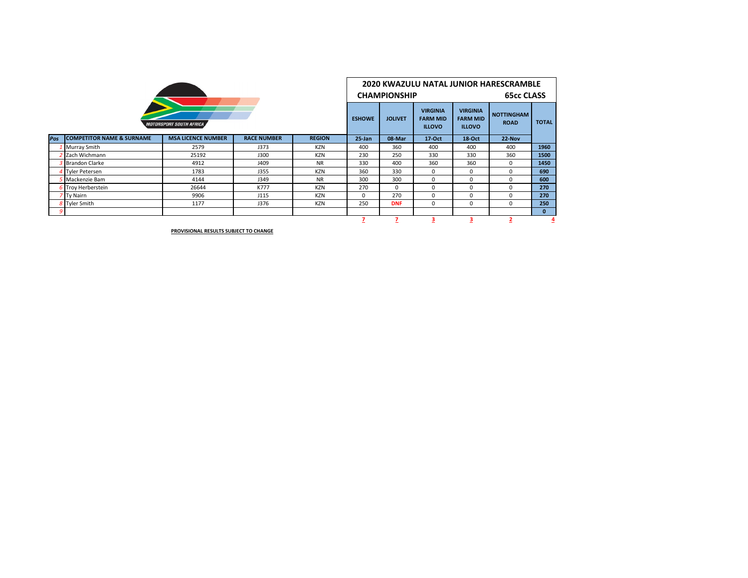## 2020 KWAZULU NATAL JUNIOR HARESCRAMBLE CHAMPIONSHIP

## 65cc CLASS

| Pos | COMPETITOR NAME & SURNAME | MSA LICENCE NUMBER | RACE NUMBER | REGION | ESHOWE 25-Jan | JOLIVET 08-Mar | VIRGINIA FARM MID ILLOVO 17-Oct | VIRGINIA FARM MID ILLOVO 18-Oct | NOTTINGHAM ROAD 22-Nov | TOTAL |
|---|---|---|---|---|---|---|---|---|---|---|
| 1 | Murray Smith | 2579 | J373 | KZN | 400 | 360 | 400 | 400 | 400 | **1960** |
| 2 | Zach Wichmann | 25192 | J300 | KZN | 230 | 250 | 330 | 330 | 360 | **1500** |
| 3 | Brandon Clarke | 4912 | J409 | NR | 330 | 400 | 360 | 360 | 0 | **1450** |
| 4 | Tyler Petersen | 1783 | J355 | KZN | 360 | 330 | 0 | 0 | 0 | **690** |
| 5 | Mackenzie Bam | 4144 | J349 | NR | 300 | 300 | 0 | 0 | 0 | **600** |
| 6 | Troy Herberstein | 26644 | K777 | KZN | 270 | 0 | 0 | 0 | 0 | **270** |
| 7 | Ty Nairn | 9906 | J115 | KZN | 0 | 270 | 0 | 0 | 0 | **270** |
| 8 | Tyler Smith | 1177 | J376 | KZN | 250 | **DNF** | 0 | 0 | 0 | **250** |
| 9 | | | | | | | | | | **0** |
| | | | | | 7 | 7 | 3 | 3 | 2 | 4 |

**PROVISIONAL RESULTS SUBJECT TO CHANGE**